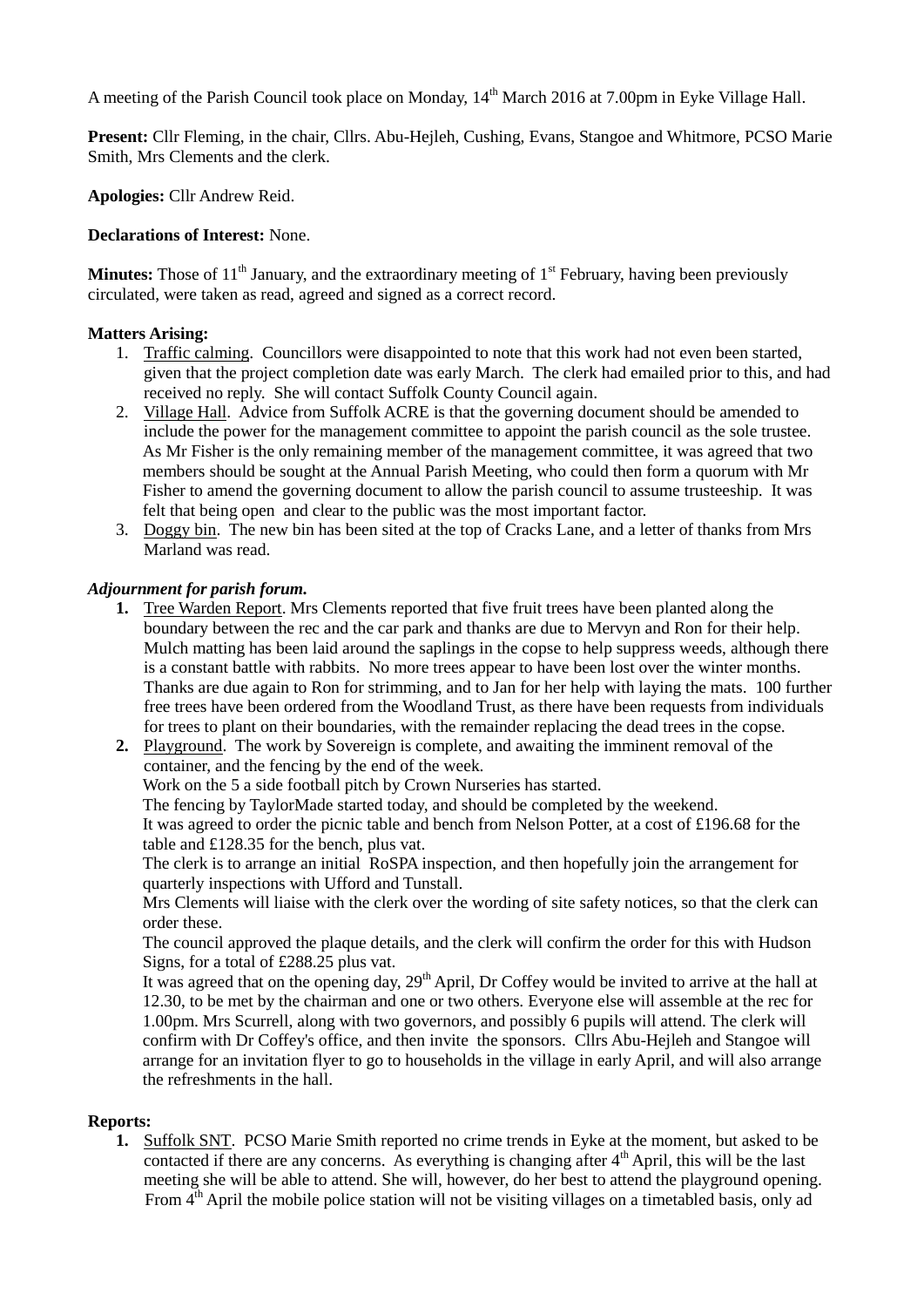A meeting of the Parish Council took place on Monday, 14th March 2016 at 7.00pm in Eyke Village Hall.

**Present:** Cllr Fleming, in the chair, Cllrs. Abu-Hejleh, Cushing, Evans, Stangoe and Whitmore, PCSO Marie Smith, Mrs Clements and the clerk.

**Apologies:** Cllr Andrew Reid.

**Declarations of Interest:** None.

**Minutes:** Those of 11th January, and the extraordinary meeting of 1st February, having been previously circulated, were taken as read, agreed and signed as a correct record.

**Matters Arising:**

1. Traffic calming. Councillors were disappointed to note that this work had not even been started, given that the project completion date was early March. The clerk had emailed prior to this, and had received no reply. She will contact Suffolk County Council again.
2. Village Hall. Advice from Suffolk ACRE is that the governing document should be amended to include the power for the management committee to appoint the parish council as the sole trustee. As Mr Fisher is the only remaining member of the management committee, it was agreed that two members should be sought at the Annual Parish Meeting, who could then form a quorum with Mr Fisher to amend the governing document to allow the parish council to assume trusteeship. It was felt that being open and clear to the public was the most important factor.
3. Doggy bin. The new bin has been sited at the top of Cracks Lane, and a letter of thanks from Mrs Marland was read.

***Adjournment for parish forum.***

1. Tree Warden Report. Mrs Clements reported that five fruit trees have been planted along the boundary between the rec and the car park and thanks are due to Mervyn and Ron for their help. Mulch matting has been laid around the saplings in the copse to help suppress weeds, although there is a constant battle with rabbits. No more trees appear to have been lost over the winter months. Thanks are due again to Ron for strimming, and to Jan for her help with laying the mats. 100 further free trees have been ordered from the Woodland Trust, as there have been requests from individuals for trees to plant on their boundaries, with the remainder replacing the dead trees in the copse.
2. Playground. The work by Sovereign is complete, and awaiting the imminent removal of the container, and the fencing by the end of the week.
   Work on the 5 a side football pitch by Crown Nurseries has started.
   The fencing by TaylorMade started today, and should be completed by the weekend.
   It was agreed to order the picnic table and bench from Nelson Potter, at a cost of £196.68 for the table and £128.35 for the bench, plus vat.
   The clerk is to arrange an initial RoSPA inspection, and then hopefully join the arrangement for quarterly inspections with Ufford and Tunstall.
   Mrs Clements will liaise with the clerk over the wording of site safety notices, so that the clerk can order these.
   The council approved the plaque details, and the clerk will confirm the order for this with Hudson Signs, for a total of £288.25 plus vat.
   It was agreed that on the opening day, 29th April, Dr Coffey would be invited to arrive at the hall at 12.30, to be met by the chairman and one or two others. Everyone else will assemble at the rec for 1.00pm. Mrs Scurrell, along with two governors, and possibly 6 pupils will attend. The clerk will confirm with Dr Coffey's office, and then invite the sponsors. Cllrs Abu-Hejleh and Stangoe will arrange for an invitation flyer to go to households in the village in early April, and will also arrange the refreshments in the hall.

**Reports:**

1. Suffolk SNT. PCSO Marie Smith reported no crime trends in Eyke at the moment, but asked to be contacted if there are any concerns. As everything is changing after 4th April, this will be the last meeting she will be able to attend. She will, however, do her best to attend the playground opening. From 4th April the mobile police station will not be visiting villages on a timetabled basis, only ad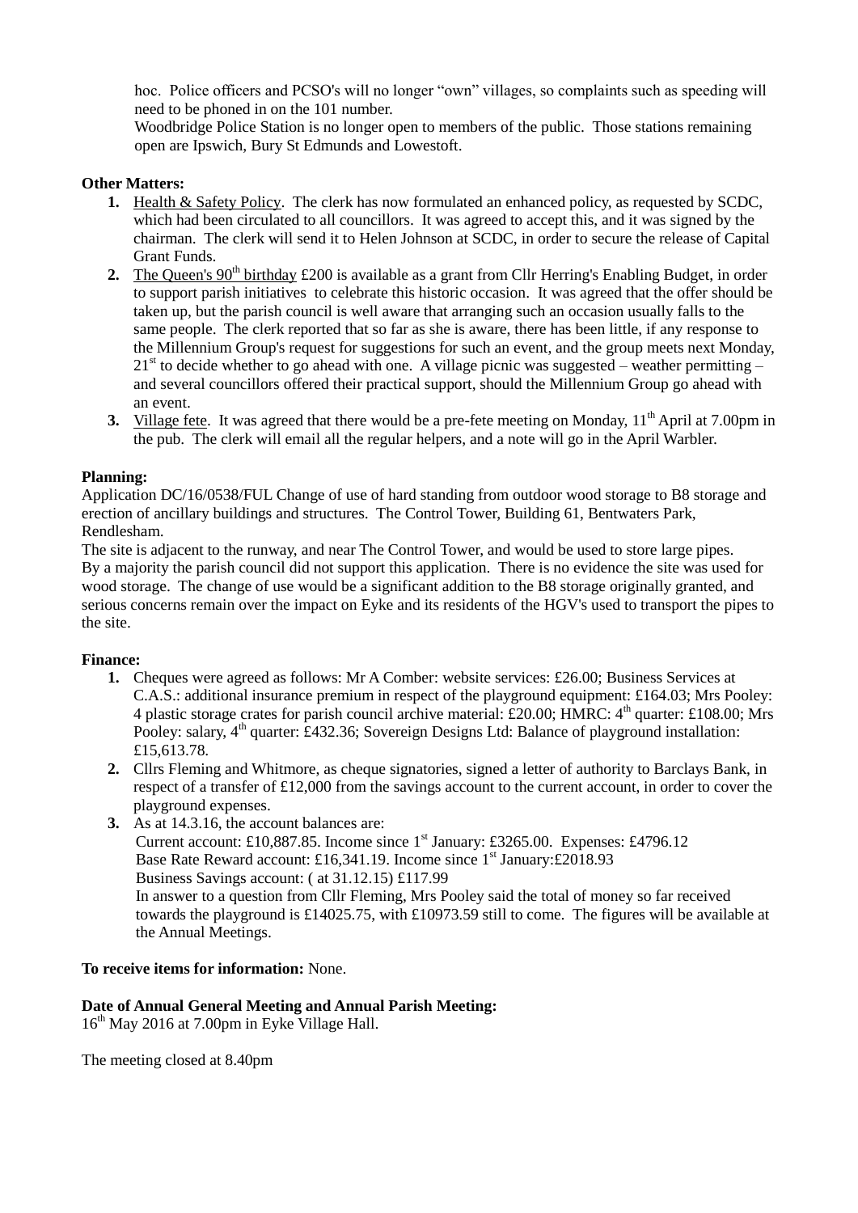hoc. Police officers and PCSO's will no longer "own" villages, so complaints such as speeding will need to be phoned in on the 101 number.
Woodbridge Police Station is no longer open to members of the public. Those stations remaining open are Ipswich, Bury St Edmunds and Lowestoft.

**Other Matters:**

1. Health & Safety Policy. The clerk has now formulated an enhanced policy, as requested by SCDC, which had been circulated to all councillors. It was agreed to accept this, and it was signed by the chairman. The clerk will send it to Helen Johnson at SCDC, in order to secure the release of Capital Grant Funds.
2. The Queen's 90th birthday £200 is available as a grant from Cllr Herring's Enabling Budget, in order to support parish initiatives to celebrate this historic occasion. It was agreed that the offer should be taken up, but the parish council is well aware that arranging such an occasion usually falls to the same people. The clerk reported that so far as she is aware, there has been little, if any response to the Millennium Group's request for suggestions for such an event, and the group meets next Monday, 21st to decide whether to go ahead with one. A village picnic was suggested – weather permitting – and several councillors offered their practical support, should the Millennium Group go ahead with an event.
3. Village fete. It was agreed that there would be a pre-fete meeting on Monday, 11th April at 7.00pm in the pub. The clerk will email all the regular helpers, and a note will go in the April Warbler.

**Planning:**

Application DC/16/0538/FUL Change of use of hard standing from outdoor wood storage to B8 storage and erection of ancillary buildings and structures. The Control Tower, Building 61, Bentwaters Park, Rendlesham.

The site is adjacent to the runway, and near The Control Tower, and would be used to store large pipes. By a majority the parish council did not support this application. There is no evidence the site was used for wood storage. The change of use would be a significant addition to the B8 storage originally granted, and serious concerns remain over the impact on Eyke and its residents of the HGV's used to transport the pipes to the site.

**Finance:**

1. Cheques were agreed as follows: Mr A Comber: website services: £26.00; Business Services at C.A.S.: additional insurance premium in respect of the playground equipment: £164.03; Mrs Pooley: 4 plastic storage crates for parish council archive material: £20.00; HMRC: 4th quarter: £108.00; Mrs Pooley: salary, 4th quarter: £432.36; Sovereign Designs Ltd: Balance of playground installation: £15,613.78.
2. Cllrs Fleming and Whitmore, as cheque signatories, signed a letter of authority to Barclays Bank, in respect of a transfer of £12,000 from the savings account to the current account, in order to cover the playground expenses.
3. As at 14.3.16, the account balances are:
   Current account: £10,887.85. Income since 1st January: £3265.00. Expenses: £4796.12
   Base Rate Reward account: £16,341.19. Income since 1st January:£2018.93
   Business Savings account: ( at 31.12.15) £117.99
   In answer to a question from Cllr Fleming, Mrs Pooley said the total of money so far received towards the playground is £14025.75, with £10973.59 still to come. The figures will be available at the Annual Meetings.

**To receive items for information:** None.

**Date of Annual General Meeting and Annual Parish Meeting:**
16th May 2016 at 7.00pm in Eyke Village Hall.

The meeting closed at 8.40pm